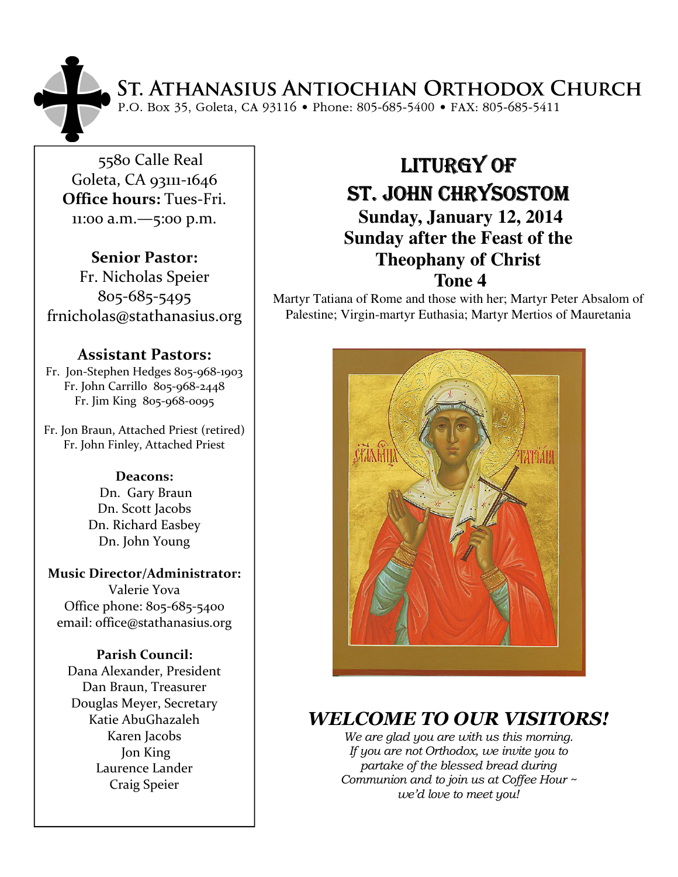# St. Athanasius Antiochian Orthodox Church

P.O. Box 35, Goleta, CA 93116 • Phone: 805-685-5400 • FAX: 805-685-5411

5580 Calle Real
Goleta, CA 93111-1646
**Office hours:** Tues-Fri.
11:00 a.m.—5:00 p.m.

**Senior Pastor:**
Fr. Nicholas Speier
805-685-5495
frnicholas@stathanasius.org

**Assistant Pastors:**
Fr. Jon-Stephen Hedges 805-968-1903
Fr. John Carrillo 805-968-2448
Fr. Jim King 805-968-0095

Fr. Jon Braun, Attached Priest (retired)
Fr. John Finley, Attached Priest

**Deacons:**
Dn. Gary Braun
Dn. Scott Jacobs
Dn. Richard Easbey
Dn. John Young

**Music Director/Administrator:**
Valerie Yova
Office phone: 805-685-5400
email: office@stathanasius.org

**Parish Council:**
Dana Alexander, President
Dan Braun, Treasurer
Douglas Meyer, Secretary
Katie AbuGhazaleh
Karen Jacobs
Jon King
Laurence Lander
Craig Speier

## Liturgy of St. John Chrysostom

**Sunday, January 12, 2014**
**Sunday after the Feast of the Theophany of Christ**
**Tone 4**

Martyr Tatiana of Rome and those with her; Martyr Peter Absalom of Palestine; Virgin-martyr Euthasia; Martyr Mertios of Mauretania

## *WELCOME TO OUR VISITORS!*

*We are glad you are with us this morning. If you are not Orthodox, we invite you to partake of the blessed bread during Communion and to join us at Coffee Hour ~ we'd love to meet you!*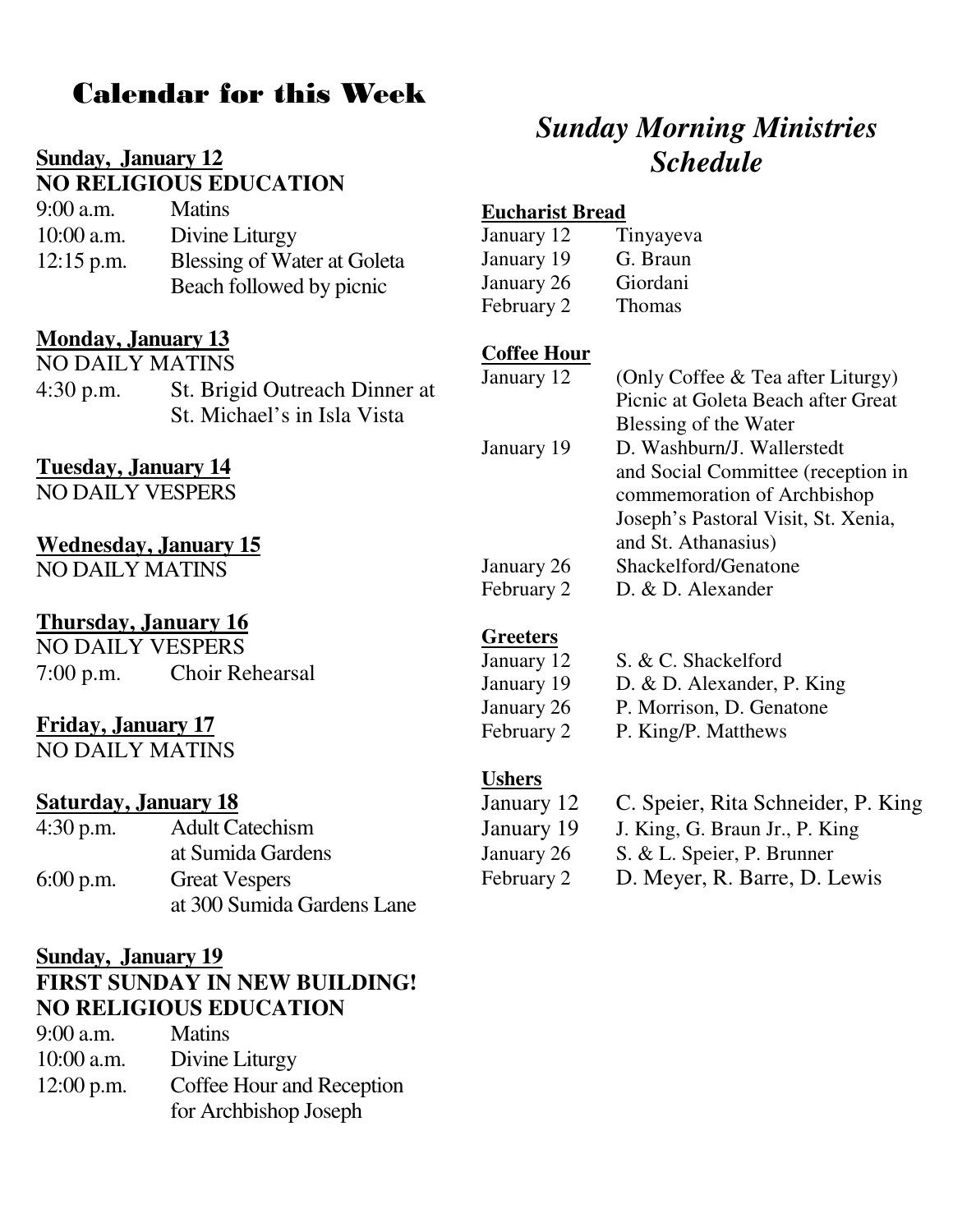# Calendar for this Week

**Sunday, January 12**
**NO RELIGIOUS EDUCATION**

| | |
|---|---|
| 9:00 a.m. | Matins |
| 10:00 a.m. | Divine Liturgy |
| 12:15 p.m. | Blessing of Water at Goleta Beach followed by picnic |

**Monday, January 13**
NO DAILY MATINS

| | |
|---|---|
| 4:30 p.m. | St. Brigid Outreach Dinner at St. Michael's in Isla Vista |

**Tuesday, January 14**
NO DAILY VESPERS

**Wednesday, January 15**
NO DAILY MATINS

**Thursday, January 16**
NO DAILY VESPERS

| | |
|---|---|
| 7:00 p.m. | Choir Rehearsal |

**Friday, January 17**
NO DAILY MATINS

**Saturday, January 18**

| | |
|---|---|
| 4:30 p.m. | Adult Catechism at Sumida Gardens |
| 6:00 p.m. | Great Vespers at 300 Sumida Gardens Lane |

**Sunday, January 19**
**FIRST SUNDAY IN NEW BUILDING!**
**NO RELIGIOUS EDUCATION**

| | |
|---|---|
| 9:00 a.m. | Matins |
| 10:00 a.m. | Divine Liturgy |
| 12:00 p.m. | Coffee Hour and Reception for Archbishop Joseph |

# *Sunday Morning Ministries Schedule*

**Eucharist Bread**

| | |
|---|---|
| January 12 | Tinyayeva |
| January 19 | G. Braun |
| January 26 | Giordani |
| February 2 | Thomas |

**Coffee Hour**

| | |
|---|---|
| January 12 | (Only Coffee & Tea after Liturgy) Picnic at Goleta Beach after Great Blessing of the Water |
| January 19 | D. Washburn/J. Wallerstedt and Social Committee (reception in commemoration of Archbishop Joseph's Pastoral Visit, St. Xenia, and St. Athanasius) |
| January 26 | Shackelford/Genatone |
| February 2 | D. & D. Alexander |

**Greeters**

| | |
|---|---|
| January 12 | S. & C. Shackelford |
| January 19 | D. & D. Alexander, P. King |
| January 26 | P. Morrison, D. Genatone |
| February 2 | P. King/P. Matthews |

**Ushers**

| | |
|---|---|
| January 12 | C. Speier, Rita Schneider, P. King |
| January 19 | J. King, G. Braun Jr., P. King |
| January 26 | S. & L. Speier, P. Brunner |
| February 2 | D. Meyer, R. Barre, D. Lewis |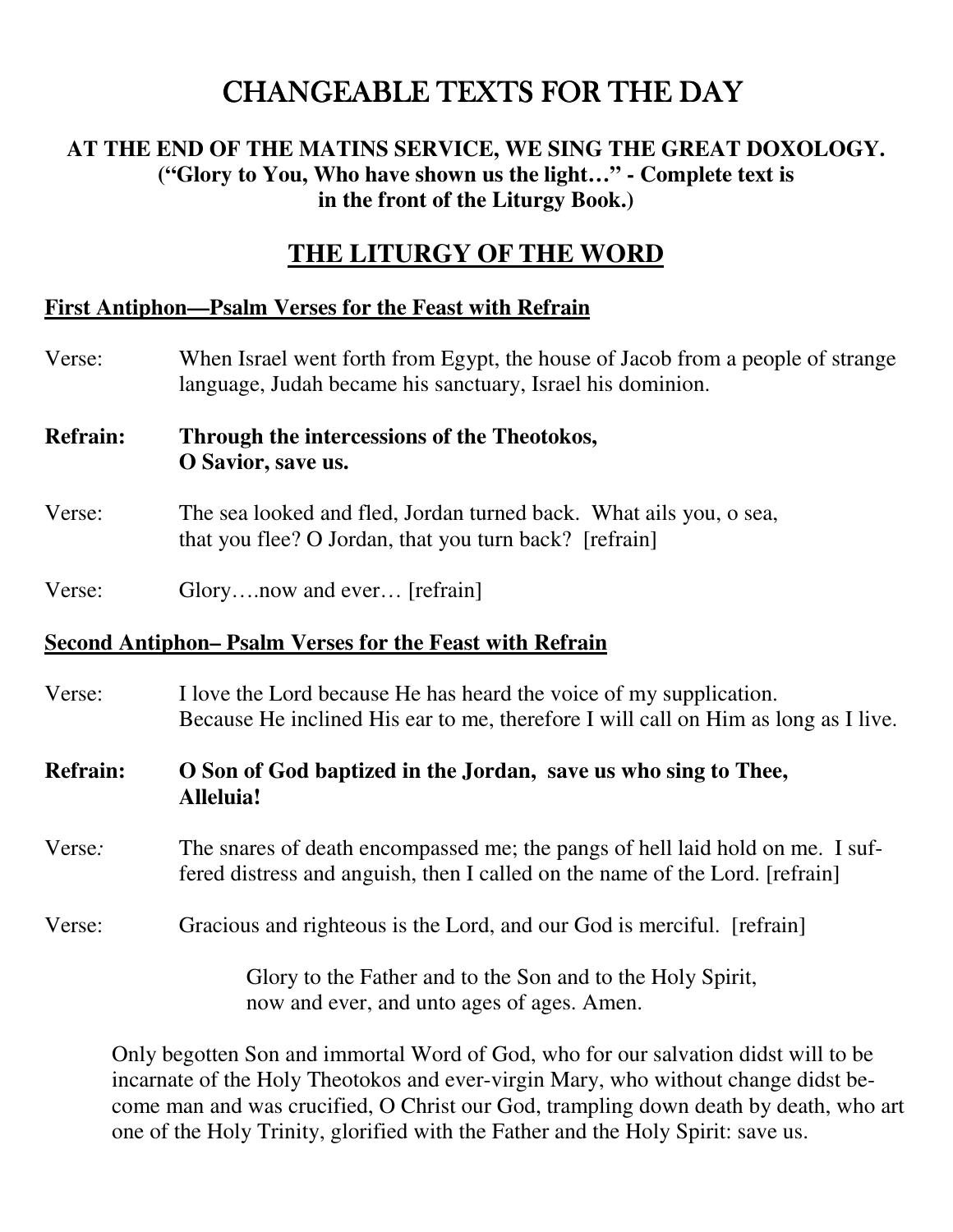# CHANGEABLE TEXTS FOR THE DAY

**AT THE END OF THE MATINS SERVICE, WE SING THE GREAT DOXOLOGY. ("Glory to You, Who have shown us the light…" - Complete text is in the front of the Liturgy Book.)**

## THE LITURGY OF THE WORD

**First Antiphon—Psalm Verses for the Feast with Refrain**

Verse: When Israel went forth from Egypt, the house of Jacob from a people of strange language, Judah became his sanctuary, Israel his dominion.

**Refrain: Through the intercessions of the Theotokos,
O Savior, save us.**

Verse: The sea looked and fled, Jordan turned back. What ails you, o sea, that you flee? O Jordan, that you turn back? [refrain]

Verse: Glory….now and ever… [refrain]

**Second Antiphon– Psalm Verses for the Feast with Refrain**

Verse: I love the Lord because He has heard the voice of my supplication. Because He inclined His ear to me, therefore I will call on Him as long as I live.

**Refrain: O Son of God baptized in the Jordan, save us who sing to Thee,
Alleluia!**

Verse: The snares of death encompassed me; the pangs of hell laid hold on me. I suffered distress and anguish, then I called on the name of the Lord. [refrain]

Verse: Gracious and righteous is the Lord, and our God is merciful. [refrain]

Glory to the Father and to the Son and to the Holy Spirit,
now and ever, and unto ages of ages. Amen.

Only begotten Son and immortal Word of God, who for our salvation didst will to be incarnate of the Holy Theotokos and ever-virgin Mary, who without change didst become man and was crucified, O Christ our God, trampling down death by death, who art one of the Holy Trinity, glorified with the Father and the Holy Spirit: save us.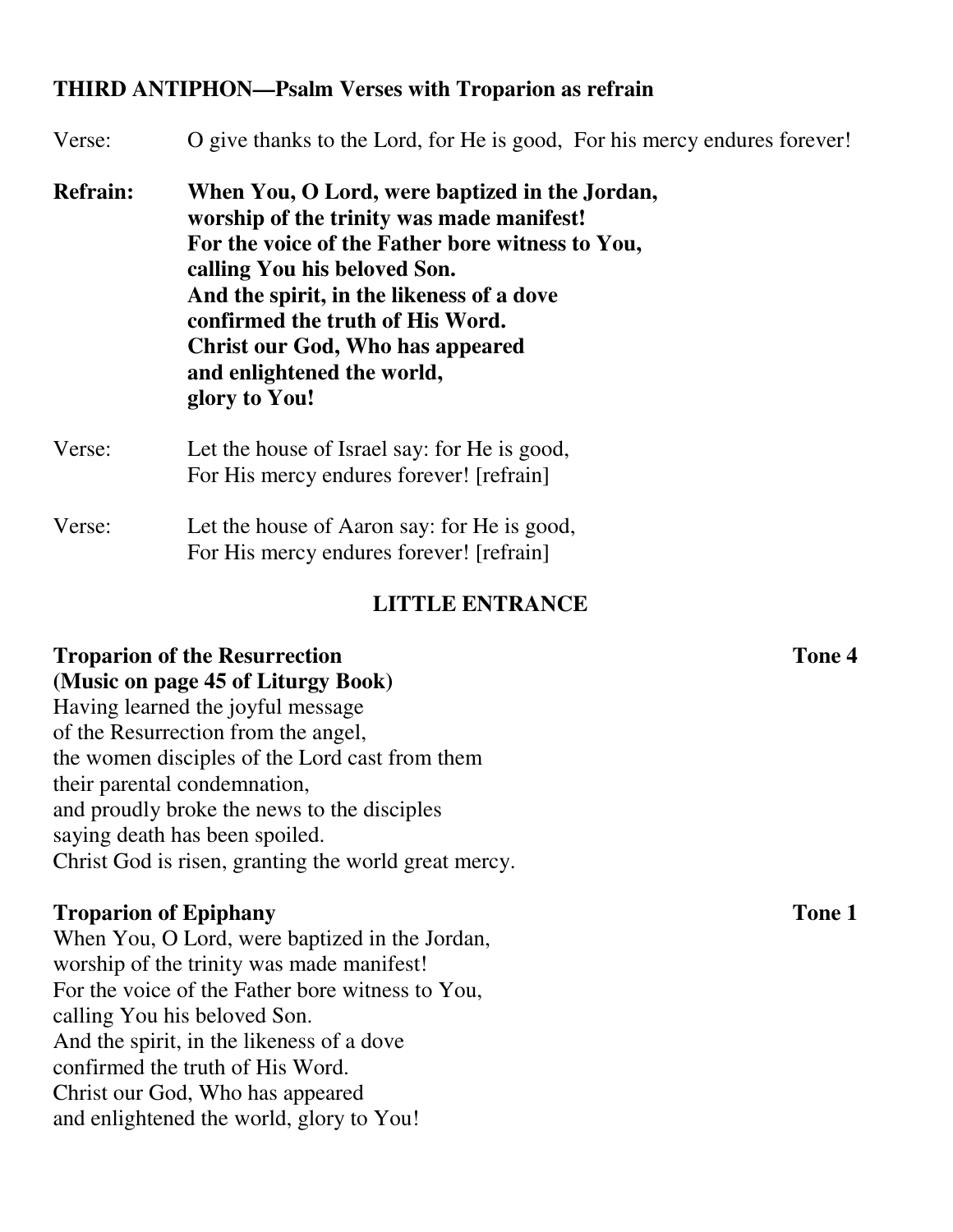**THIRD ANTIPHON—Psalm Verses with Troparion as refrain**

Verse: O give thanks to the Lord, for He is good, For his mercy endures forever!

**Refrain: When You, O Lord, were baptized in the Jordan,
worship of the trinity was made manifest!
For the voice of the Father bore witness to You,
calling You his beloved Son.
And the spirit, in the likeness of a dove
confirmed the truth of His Word.
Christ our God, Who has appeared
and enlightened the world,
glory to You!**

Verse: Let the house of Israel say: for He is good,
For His mercy endures forever! [refrain]

Verse: Let the house of Aaron say: for He is good,
For His mercy endures forever! [refrain]

## LITTLE ENTRANCE

**Troparion of the Resurrection** **Tone 4**
**(Music on page 45 of Liturgy Book)**

Having learned the joyful message
of the Resurrection from the angel,
the women disciples of the Lord cast from them
their parental condemnation,
and proudly broke the news to the disciples
saying death has been spoiled.
Christ God is risen, granting the world great mercy.

**Troparion of Epiphany** **Tone 1**

When You, O Lord, were baptized in the Jordan,
worship of the trinity was made manifest!
For the voice of the Father bore witness to You,
calling You his beloved Son.
And the spirit, in the likeness of a dove
confirmed the truth of His Word.
Christ our God, Who has appeared
and enlightened the world, glory to You!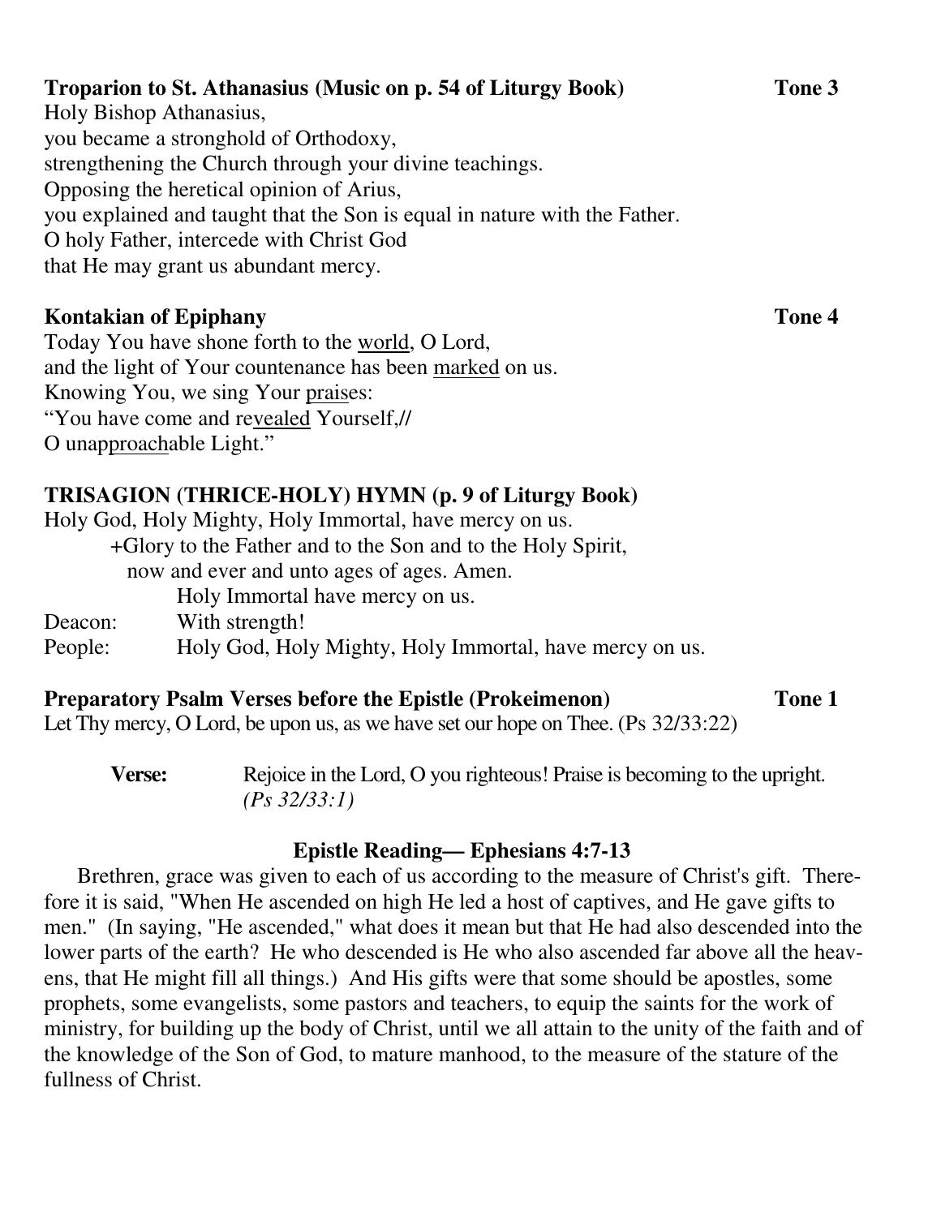**Troparion to St. Athanasius (Music on p. 54 of Liturgy Book)** **Tone 3**

Holy Bishop Athanasius,
you became a stronghold of Orthodoxy,
strengthening the Church through your divine teachings.
Opposing the heretical opinion of Arius,
you explained and taught that the Son is equal in nature with the Father.
O holy Father, intercede with Christ God
that He may grant us abundant mercy.

**Kontakian of Epiphany** **Tone 4**

Today You have shone forth to the world, O Lord,
and the light of Your countenance has been marked on us.
Knowing You, we sing Your praises:
"You have come and revealed Yourself,//
O unapproachable Light."

**TRISAGION (THRICE-HOLY) HYMN (p. 9 of Liturgy Book)**

Holy God, Holy Mighty, Holy Immortal, have mercy on us.
+Glory to the Father and to the Son and to the Holy Spirit,
now and ever and unto ages of ages. Amen.
Holy Immortal have mercy on us.

Deacon: With strength!

People: Holy God, Holy Mighty, Holy Immortal, have mercy on us.

**Preparatory Psalm Verses before the Epistle (Prokeimenon)** **Tone 1**

Let Thy mercy, O Lord, be upon us, as we have set our hope on Thee. (Ps 32/33:22)

**Verse:** Rejoice in the Lord, O you righteous! Praise is becoming to the upright. *(Ps 32/33:1)*

**Epistle Reading— Ephesians 4:7-13**

Brethren, grace was given to each of us according to the measure of Christ's gift. Therefore it is said, "When He ascended on high He led a host of captives, and He gave gifts to men." (In saying, "He ascended," what does it mean but that He had also descended into the lower parts of the earth? He who descended is He who also ascended far above all the heavens, that He might fill all things.) And His gifts were that some should be apostles, some prophets, some evangelists, some pastors and teachers, to equip the saints for the work of ministry, for building up the body of Christ, until we all attain to the unity of the faith and of the knowledge of the Son of God, to mature manhood, to the measure of the stature of the fullness of Christ.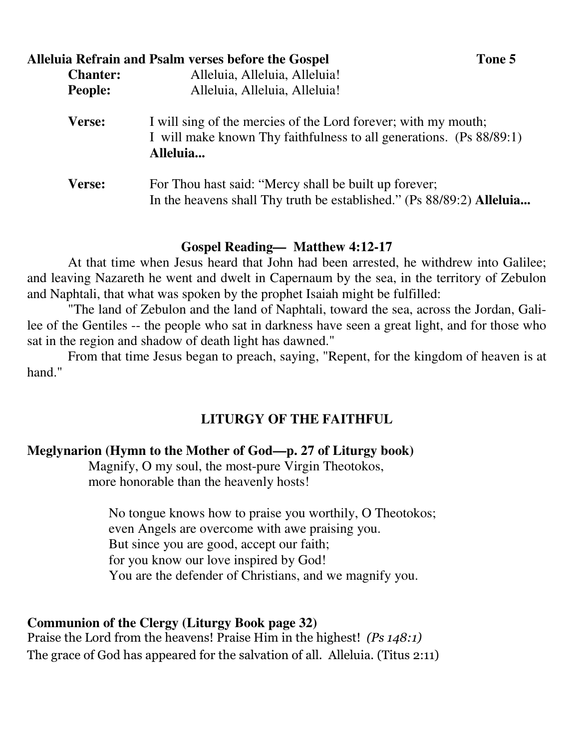**Alleluia Refrain and Psalm verses before the Gospel** **Tone 5**

**Chanter:** Alleluia, Alleluia, Alleluia!
**People:** Alleluia, Alleluia, Alleluia!

**Verse:** I will sing of the mercies of the Lord forever; with my mouth;
I will make known Thy faithfulness to all generations. (Ps 88/89:1)
**Alleluia...**

**Verse:** For Thou hast said: “Mercy shall be built up forever;
In the heavens shall Thy truth be established.” (Ps 88/89:2) **Alleluia...**

**Gospel Reading— Matthew 4:12-17**

At that time when Jesus heard that John had been arrested, he withdrew into Galilee; and leaving Nazareth he went and dwelt in Capernaum by the sea, in the territory of Zebulon and Naphtali, that what was spoken by the prophet Isaiah might be fulfilled:

"The land of Zebulon and the land of Naphtali, toward the sea, across the Jordan, Galilee of the Gentiles -- the people who sat in darkness have seen a great light, and for those who sat in the region and shadow of death light has dawned."

From that time Jesus began to preach, saying, "Repent, for the kingdom of heaven is at hand."

## LITURGY OF THE FAITHFUL

**Meglynarion (Hymn to the Mother of God—p. 27 of Liturgy book)**

Magnify, O my soul, the most-pure Virgin Theotokos,
more honorable than the heavenly hosts!

No tongue knows how to praise you worthily, O Theotokos;
even Angels are overcome with awe praising you.
But since you are good, accept our faith;
for you know our love inspired by God!
You are the defender of Christians, and we magnify you.

**Communion of the Clergy (Liturgy Book page 32)**

Praise the Lord from the heavens! Praise Him in the highest! *(Ps 148:1)*
The grace of God has appeared for the salvation of all. Alleluia. (Titus 2:11)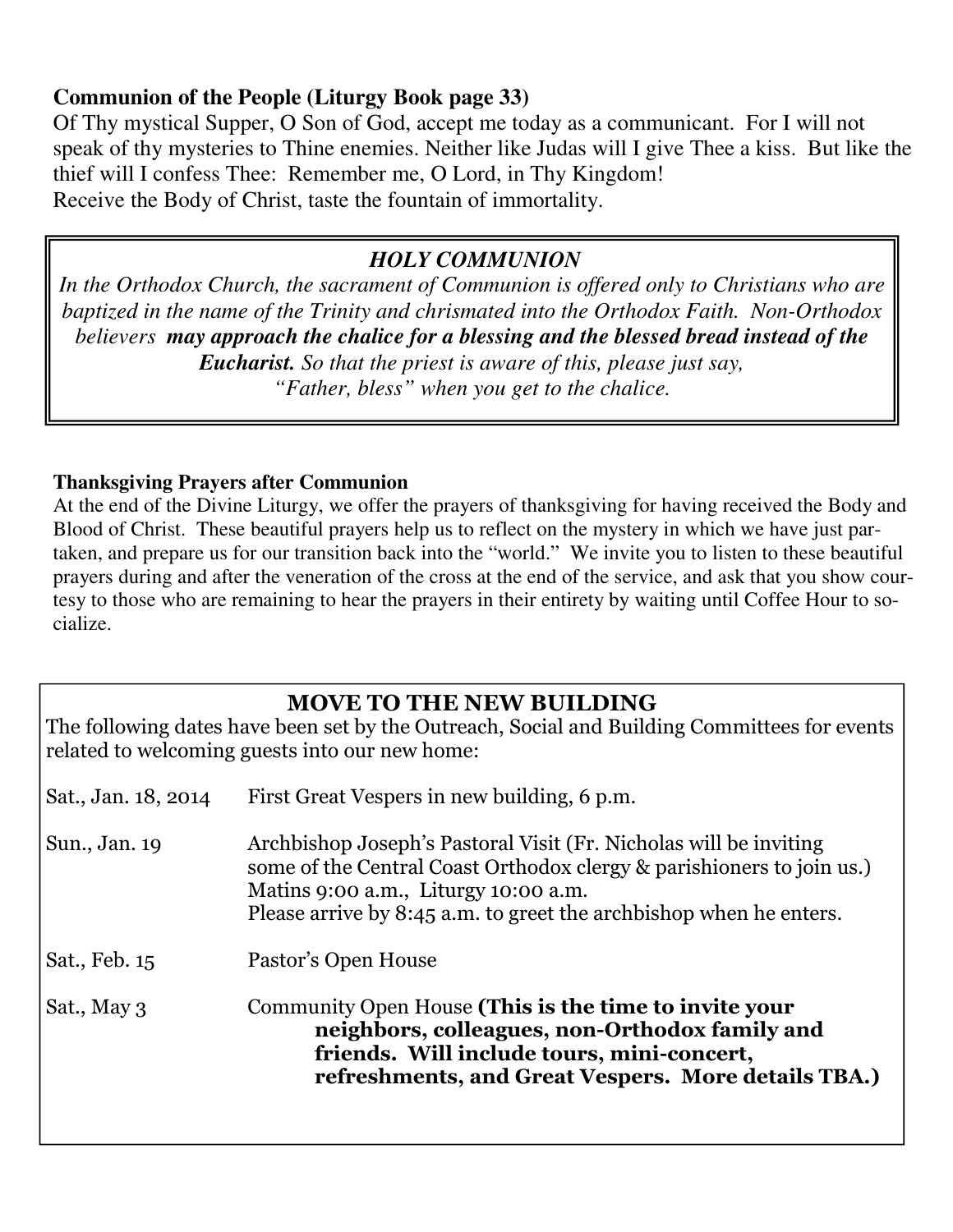**Communion of the People (Liturgy Book page 33)**

Of Thy mystical Supper, O Son of God, accept me today as a communicant. For I will not speak of thy mysteries to Thine enemies. Neither like Judas will I give Thee a kiss. But like the thief will I confess Thee: Remember me, O Lord, in Thy Kingdom!
Receive the Body of Christ, taste the fountain of immortality.

***HOLY COMMUNION***

*In the Orthodox Church, the sacrament of Communion is offered only to Christians who are baptized in the name of the Trinity and chrismated into the Orthodox Faith. Non-Orthodox believers* ***may approach the chalice for a blessing and the blessed bread instead of the Eucharist.*** *So that the priest is aware of this, please just say, "Father, bless" when you get to the chalice.*

**Thanksgiving Prayers after Communion**

At the end of the Divine Liturgy, we offer the prayers of thanksgiving for having received the Body and Blood of Christ. These beautiful prayers help us to reflect on the mystery in which we have just partaken, and prepare us for our transition back into the "world." We invite you to listen to these beautiful prayers during and after the veneration of the cross at the end of the service, and ask that you show courtesy to those who are remaining to hear the prayers in their entirety by waiting until Coffee Hour to socialize.

## MOVE TO THE NEW BUILDING

The following dates have been set by the Outreach, Social and Building Committees for events related to welcoming guests into our new home:

| | |
|---|---|
| Sat., Jan. 18, 2014 | First Great Vespers in new building, 6 p.m. |
| Sun., Jan. 19 | Archbishop Joseph's Pastoral Visit (Fr. Nicholas will be inviting some of the Central Coast Orthodox clergy & parishioners to join us.) Matins 9:00 a.m., Liturgy 10:00 a.m. Please arrive by 8:45 a.m. to greet the archbishop when he enters. |
| Sat., Feb. 15 | Pastor's Open House |
| Sat., May 3 | Community Open House **(This is the time to invite your neighbors, colleagues, non-Orthodox family and friends. Will include tours, mini-concert, refreshments, and Great Vespers. More details TBA.)** |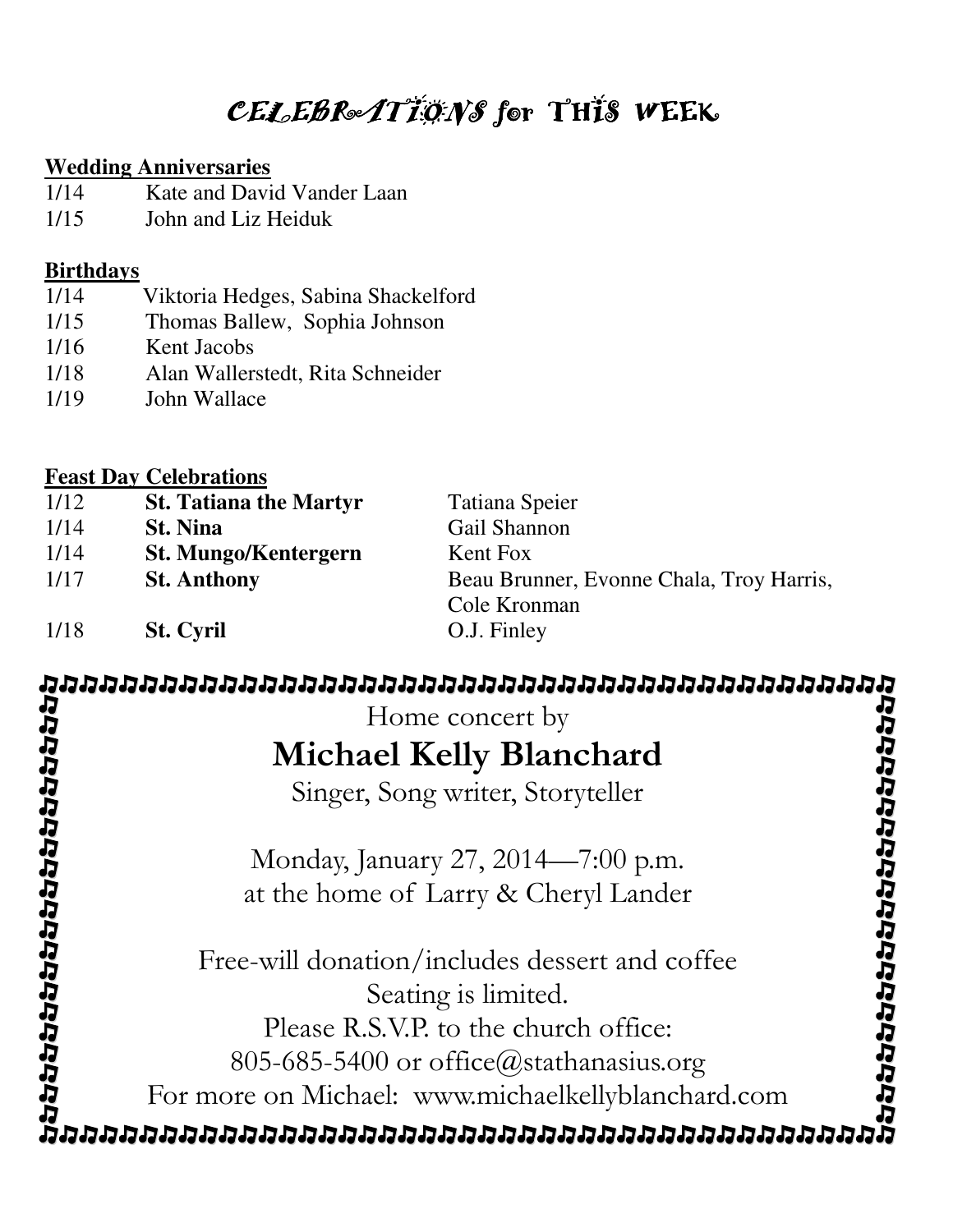# CELEBRATIONS for THIS WEEK

**Wedding Anniversaries**

| | |
|---|---|
| 1/14 | Kate and David Vander Laan |
| 1/15 | John and Liz Heiduk |

**Birthdays**

| | |
|---|---|
| 1/14 | Viktoria Hedges, Sabina Shackelford |
| 1/15 | Thomas Ballew, Sophia Johnson |
| 1/16 | Kent Jacobs |
| 1/18 | Alan Wallerstedt, Rita Schneider |
| 1/19 | John Wallace |

**Feast Day Celebrations**

| | | |
|---|---|---|
| 1/12 | **St. Tatiana the Martyr** | Tatiana Speier |
| 1/14 | **St. Nina** | Gail Shannon |
| 1/14 | **St. Mungo/Kentergern** | Kent Fox |
| 1/17 | **St. Anthony** | Beau Brunner, Evonne Chala, Troy Harris, Cole Kronman |
| 1/18 | **St. Cyril** | O.J. Finley |

Home concert by

## Michael Kelly Blanchard

Singer, Song writer, Storyteller

Monday, January 27, 2014—7:00 p.m.
at the home of Larry & Cheryl Lander

Free-will donation/includes dessert and coffee
Seating is limited.
Please R.S.V.P. to the church office:
805-685-5400 or office@stathanasius.org
For more on Michael: www.michaelkellyblanchard.com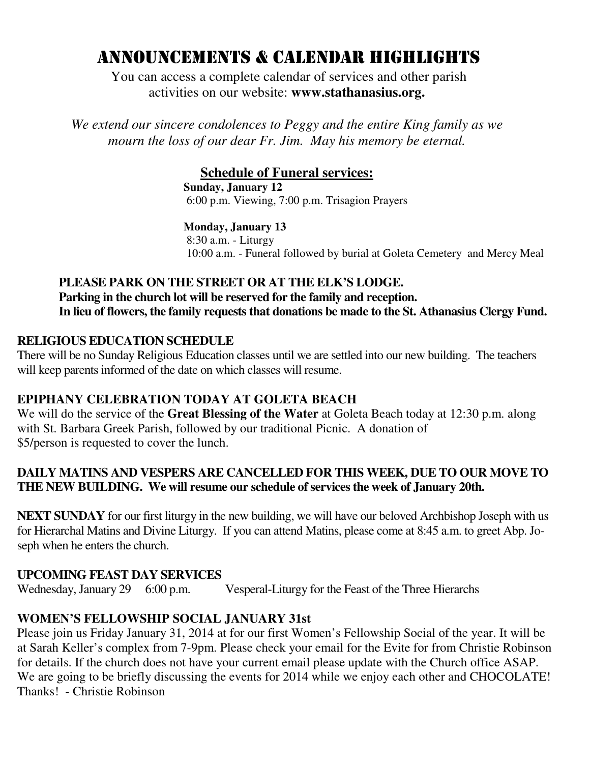# Announcements & Calendar Highlights

You can access a complete calendar of services and other parish activities on our website: **www.stathanasius.org.**

*We extend our sincere condolences to Peggy and the entire King family as we mourn the loss of our dear Fr. Jim. May his memory be eternal.*

## Schedule of Funeral services:

**Sunday, January 12**
6:00 p.m. Viewing, 7:00 p.m. Trisagion Prayers

**Monday, January 13**
8:30 a.m. - Liturgy
10:00 a.m. - Funeral followed by burial at Goleta Cemetery and Mercy Meal

**PLEASE PARK ON THE STREET OR AT THE ELK'S LODGE.**
**Parking in the church lot will be reserved for the family and reception.**
**In lieu of flowers, the family requests that donations be made to the St. Athanasius Clergy Fund.**

**RELIGIOUS EDUCATION SCHEDULE**
There will be no Sunday Religious Education classes until we are settled into our new building. The teachers will keep parents informed of the date on which classes will resume.

**EPIPHANY CELEBRATION TODAY AT GOLETA BEACH**
We will do the service of the **Great Blessing of the Water** at Goleta Beach today at 12:30 p.m. along with St. Barbara Greek Parish, followed by our traditional Picnic. A donation of $5/person is requested to cover the lunch.

**DAILY MATINS AND VESPERS ARE CANCELLED FOR THIS WEEK, DUE TO OUR MOVE TO THE NEW BUILDING. We will resume our schedule of services the week of January 20th.**

**NEXT SUNDAY** for our first liturgy in the new building, we will have our beloved Archbishop Joseph with us for Hierarchal Matins and Divine Liturgy. If you can attend Matins, please come at 8:45 a.m. to greet Abp. Joseph when he enters the church.

**UPCOMING FEAST DAY SERVICES**
Wednesday, January 29 6:00 p.m. Vesperal-Liturgy for the Feast of the Three Hierarchs

**WOMEN'S FELLOWSHIP SOCIAL JANUARY 31st**
Please join us Friday January 31, 2014 at for our first Women's Fellowship Social of the year. It will be at Sarah Keller's complex from 7-9pm. Please check your email for the Evite for from Christie Robinson for details. If the church does not have your current email please update with the Church office ASAP. We are going to be briefly discussing the events for 2014 while we enjoy each other and CHOCOLATE! Thanks! - Christie Robinson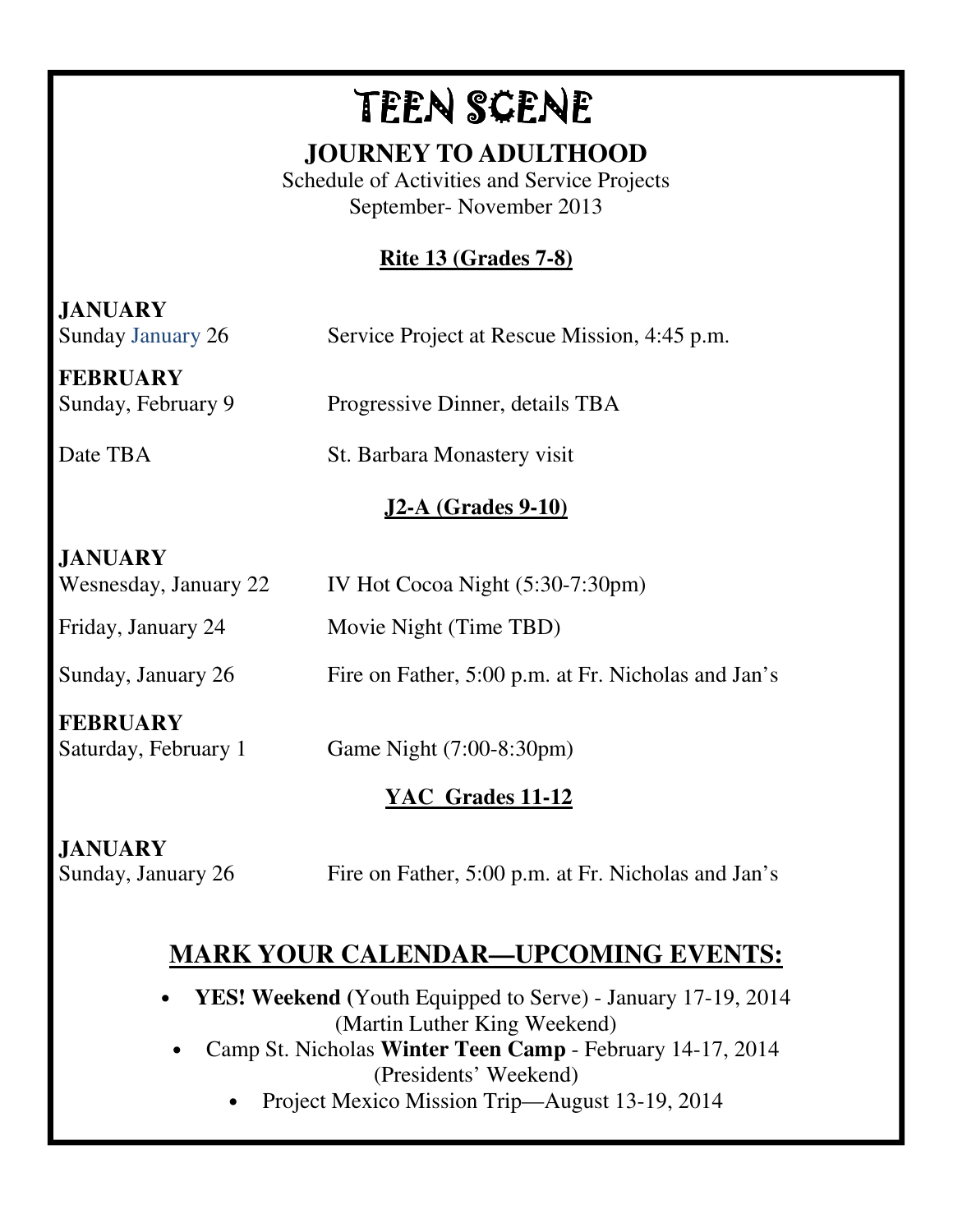# TEEN SCENE

## JOURNEY TO ADULTHOOD

Schedule of Activities and Service Projects
September- November 2013

### Rite 13 (Grades 7-8)

**JANUARY**

| | |
|---|---|
| Sunday January 26 | Service Project at Rescue Mission, 4:45 p.m. |

**FEBRUARY**

| | |
|---|---|
| Sunday, February 9 | Progressive Dinner, details TBA |
| Date TBA | St. Barbara Monastery visit |

### J2-A (Grades 9-10)

**JANUARY**

| | |
|---|---|
| Wesnesday, January 22 | IV Hot Cocoa Night (5:30-7:30pm) |
| Friday, January 24 | Movie Night (Time TBD) |
| Sunday, January 26 | Fire on Father, 5:00 p.m. at Fr. Nicholas and Jan's |

**FEBRUARY**

| | |
|---|---|
| Saturday, February 1 | Game Night (7:00-8:30pm) |

### YAC Grades 11-12

**JANUARY**

| | |
|---|---|
| Sunday, January 26 | Fire on Father, 5:00 p.m. at Fr. Nicholas and Jan's |

## MARK YOUR CALENDAR—UPCOMING EVENTS:

- **YES! Weekend (**Youth Equipped to Serve) - January 17-19, 2014 (Martin Luther King Weekend)
- Camp St. Nicholas **Winter Teen Camp** - February 14-17, 2014 (Presidents' Weekend)
- Project Mexico Mission Trip—August 13-19, 2014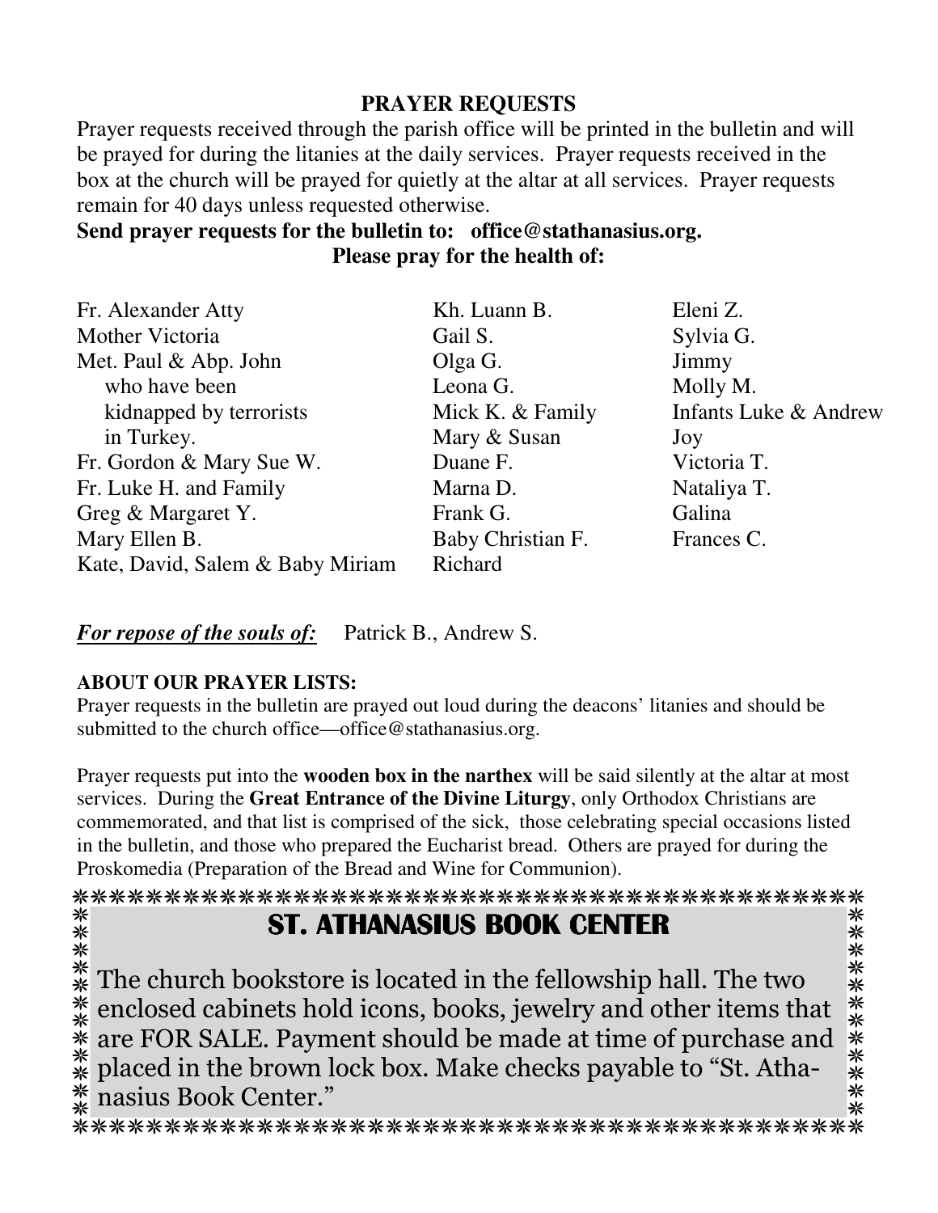## PRAYER REQUESTS

Prayer requests received through the parish office will be printed in the bulletin and will be prayed for during the litanies at the daily services. Prayer requests received in the box at the church will be prayed for quietly at the altar at all services. Prayer requests remain for 40 days unless requested otherwise.

**Send prayer requests for the bulletin to: office@stathanasius.org.**

**Please pray for the health of:**

Fr. Alexander Atty
Mother Victoria
Met. Paul & Abp. John who have been kidnapped by terrorists in Turkey.
Fr. Gordon & Mary Sue W.
Fr. Luke H. and Family
Greg & Margaret Y.
Mary Ellen B.
Kate, David, Salem & Baby Miriam
Kh. Luann B.
Gail S.
Olga G.
Leona G.
Mick K. & Family
Mary & Susan
Duane F.
Marna D.
Frank G.
Baby Christian F.
Richard
Eleni Z.
Sylvia G.
Jimmy
Molly M.
Infants Luke & Andrew
Joy
Victoria T.
Nataliya T.
Galina
Frances C.

***<u>For repose of the souls of:</u>*** Patrick B., Andrew S.

**ABOUT OUR PRAYER LISTS:**

Prayer requests in the bulletin are prayed out loud during the deacons' litanies and should be submitted to the church office—office@stathanasius.org.

Prayer requests put into the **wooden box in the narthex** will be said silently at the altar at most services. During the **Great Entrance of the Divine Liturgy**, only Orthodox Christians are commemorated, and that list is comprised of the sick, those celebrating special occasions listed in the bulletin, and those who prepared the Eucharist bread. Others are prayed for during the Proskomedia (Preparation of the Bread and Wine for Communion).

## ST. ATHANASIUS BOOK CENTER

The church bookstore is located in the fellowship hall. The two enclosed cabinets hold icons, books, jewelry and other items that are FOR SALE. Payment should be made at time of purchase and placed in the brown lock box. Make checks payable to "St. Athanasius Book Center."